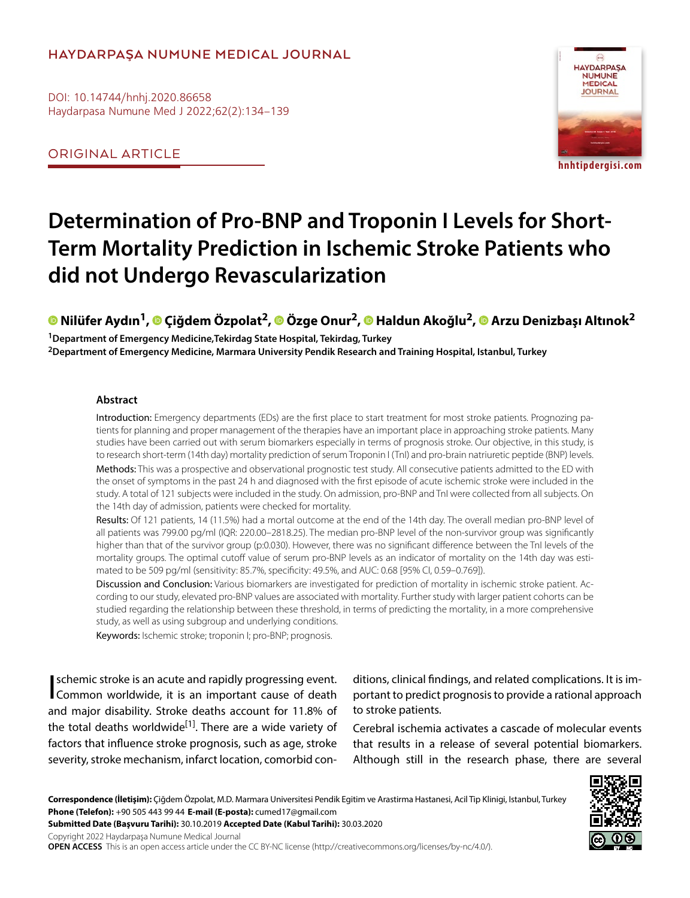HAYDARPAŞA NUMUNE MEDICAL JOURNAL

DOI: 10.14744/hnhj.2020.86658
Haydarpasa Numune Med J 2022;62(2):134–139

ORIGINAL ARTICLE

# Determination of Pro-BNP and Troponin I Levels for Short-Term Mortality Prediction in Ischemic Stroke Patients who did not Undergo Revascularization

**Nilüfer Aydın[1], Çiğdem Özpolat[2], Özge Onur[2], Haldun Akoğlu[2], Arzu Denizbaşı Altınok[2]**

[1]Department of Emergency Medicine,Tekirdag State Hospital, Tekirdag, Turkey
[2]Department of Emergency Medicine, Marmara University Pendik Research and Training Hospital, Istanbul, Turkey

## Abstract

Introduction: Emergency departments (EDs) are the first place to start treatment for most stroke patients. Prognozing patients for planning and proper management of the therapies have an important place in approaching stroke patients. Many studies have been carried out with serum biomarkers especially in terms of prognosis stroke. Our objective, in this study, is to research short-term (14th day) mortality prediction of serum Troponin I (TnI) and pro-brain natriuretic peptide (BNP) levels.

Methods: This was a prospective and observational prognostic test study. All consecutive patients admitted to the ED with the onset of symptoms in the past 24 h and diagnosed with the first episode of acute ischemic stroke were included in the study. A total of 121 subjects were included in the study. On admission, pro-BNP and TnI were collected from all subjects. On the 14th day of admission, patients were checked for mortality.

Results: Of 121 patients, 14 (11.5%) had a mortal outcome at the end of the 14th day. The overall median pro-BNP level of all patients was 799.00 pg/ml (IQR: 220.00–2818.25). The median pro-BNP level of the non-survivor group was significantly higher than that of the survivor group (p:0.030). However, there was no significant difference between the TnI levels of the mortality groups. The optimal cutoff value of serum pro-BNP levels as an indicator of mortality on the 14th day was estimated to be 509 pg/ml (sensitivity: 85.7%, specificity: 49.5%, and AUC: 0.68 [95% CI, 0.59–0.769]).

Discussion and Conclusion: Various biomarkers are investigated for prediction of mortality in ischemic stroke patient. According to our study, elevated pro-BNP values are associated with mortality. Further study with larger patient cohorts can be studied regarding the relationship between these threshold, in terms of predicting the mortality, in a more comprehensive study, as well as using subgroup and underlying conditions.

Keywords: Ischemic stroke; troponin I; pro-BNP; prognosis.

Ischemic stroke is an acute and rapidly progressing event. Common worldwide, it is an important cause of death and major disability. Stroke deaths account for 11.8% of the total deaths worldwide[1]. There are a wide variety of factors that influence stroke prognosis, such as age, stroke severity, stroke mechanism, infarct location, comorbid conditions, clinical findings, and related complications. It is important to predict prognosis to provide a rational approach to stroke patients.

Cerebral ischemia activates a cascade of molecular events that results in a release of several potential biomarkers. Although still in the research phase, there are several

**Correspondence (İletişim):** Çiğdem Özpolat, M.D. Marmara Universitesi Pendik Egitim ve Arastirma Hastanesi, Acil Tip Klinigi, Istanbul, Turkey
**Phone (Telefon):** +90 505 443 99 44 **E-mail (E-posta):** cumed17@gmail.com
**Submitted Date (Başvuru Tarihi):** 30.10.2019 **Accepted Date (Kabul Tarihi):** 30.03.2020

Copyright 2022 Haydarpaşa Numune Medical Journal
**OPEN ACCESS** This is an open access article under the CC BY-NC license (http://creativecommons.org/licenses/by-nc/4.0/).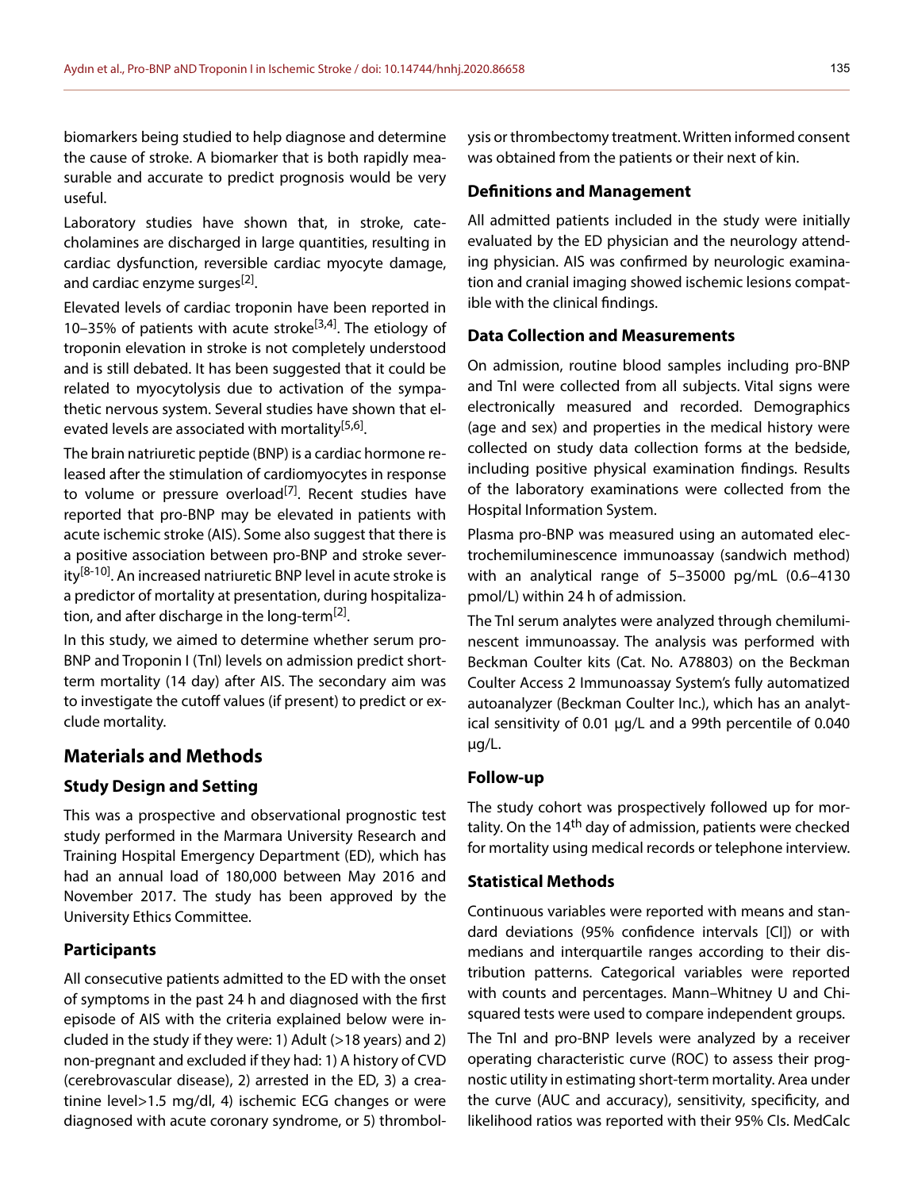biomarkers being studied to help diagnose and determine the cause of stroke. A biomarker that is both rapidly measurable and accurate to predict prognosis would be very useful.

Laboratory studies have shown that, in stroke, catecholamines are discharged in large quantities, resulting in cardiac dysfunction, reversible cardiac myocyte damage, and cardiac enzyme surges[2].

Elevated levels of cardiac troponin have been reported in 10–35% of patients with acute stroke[3,4]. The etiology of troponin elevation in stroke is not completely understood and is still debated. It has been suggested that it could be related to myocytolysis due to activation of the sympathetic nervous system. Several studies have shown that elevated levels are associated with mortality[5,6].

The brain natriuretic peptide (BNP) is a cardiac hormone released after the stimulation of cardiomyocytes in response to volume or pressure overload[7]. Recent studies have reported that pro-BNP may be elevated in patients with acute ischemic stroke (AIS). Some also suggest that there is a positive association between pro-BNP and stroke severity[8-10]. An increased natriuretic BNP level in acute stroke is a predictor of mortality at presentation, during hospitalization, and after discharge in the long-term[2].

In this study, we aimed to determine whether serum pro-BNP and Troponin I (TnI) levels on admission predict short-term mortality (14 day) after AIS. The secondary aim was to investigate the cutoff values (if present) to predict or exclude mortality.

## Materials and Methods

### Study Design and Setting

This was a prospective and observational prognostic test study performed in the Marmara University Research and Training Hospital Emergency Department (ED), which has had an annual load of 180,000 between May 2016 and November 2017. The study has been approved by the University Ethics Committee.

### Participants

All consecutive patients admitted to the ED with the onset of symptoms in the past 24 h and diagnosed with the first episode of AIS with the criteria explained below were included in the study if they were: 1) Adult (>18 years) and 2) non-pregnant and excluded if they had: 1) A history of CVD (cerebrovascular disease), 2) arrested in the ED, 3) a creatinine level>1.5 mg/dl, 4) ischemic ECG changes or were diagnosed with acute coronary syndrome, or 5) thrombolysis or thrombectomy treatment. Written informed consent was obtained from the patients or their next of kin.

### Definitions and Management

All admitted patients included in the study were initially evaluated by the ED physician and the neurology attending physician. AIS was confirmed by neurologic examination and cranial imaging showed ischemic lesions compatible with the clinical findings.

### Data Collection and Measurements

On admission, routine blood samples including pro-BNP and TnI were collected from all subjects. Vital signs were electronically measured and recorded. Demographics (age and sex) and properties in the medical history were collected on study data collection forms at the bedside, including positive physical examination findings. Results of the laboratory examinations were collected from the Hospital Information System.

Plasma pro-BNP was measured using an automated electrochemiluminescence immunoassay (sandwich method) with an analytical range of 5–35000 pg/mL (0.6–4130 pmol/L) within 24 h of admission.

The TnI serum analytes were analyzed through chemiluminescent immunoassay. The analysis was performed with Beckman Coulter kits (Cat. No. A78803) on the Beckman Coulter Access 2 Immunoassay System's fully automatized autoanalyzer (Beckman Coulter Inc.), which has an analytical sensitivity of 0.01 µg/L and a 99th percentile of 0.040 µg/L.

### Follow-up

The study cohort was prospectively followed up for mortality. On the 14th day of admission, patients were checked for mortality using medical records or telephone interview.

### Statistical Methods

Continuous variables were reported with means and standard deviations (95% confidence intervals [CI]) or with medians and interquartile ranges according to their distribution patterns. Categorical variables were reported with counts and percentages. Mann–Whitney U and Chi-squared tests were used to compare independent groups.

The TnI and pro-BNP levels were analyzed by a receiver operating characteristic curve (ROC) to assess their prognostic utility in estimating short-term mortality. Area under the curve (AUC and accuracy), sensitivity, specificity, and likelihood ratios was reported with their 95% CIs. MedCalc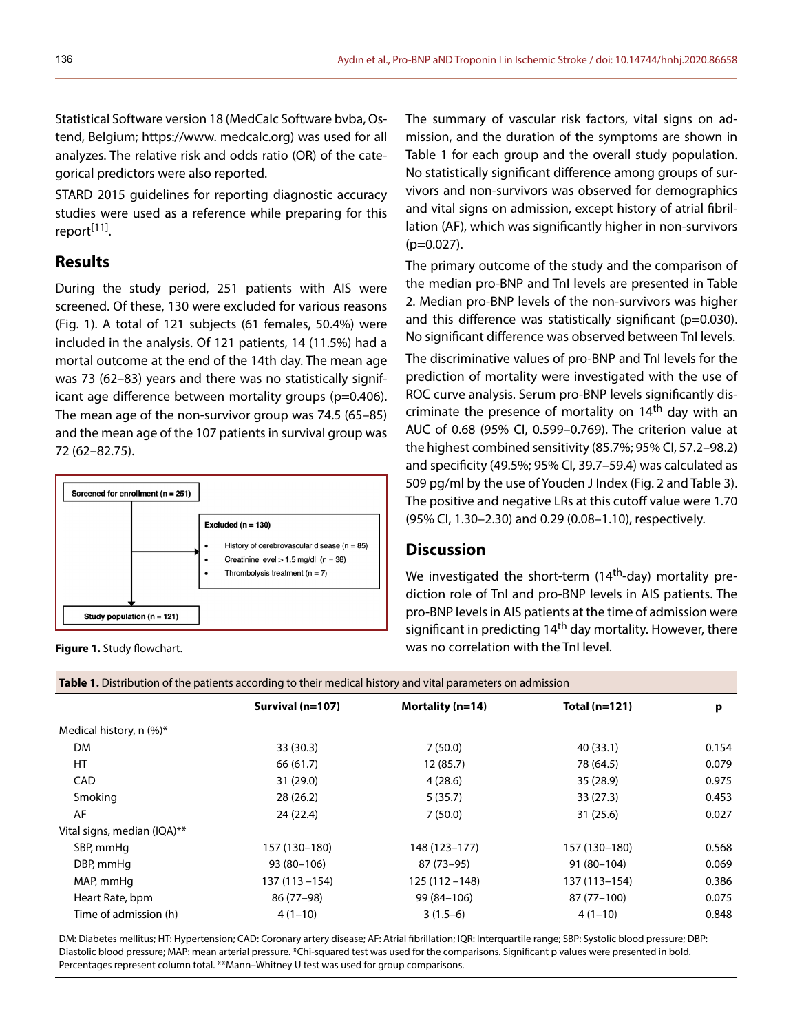Statistical Software version 18 (MedCalc Software bvba, Ostend, Belgium; https://www. medcalc.org) was used for all analyzes. The relative risk and odds ratio (OR) of the categorical predictors were also reported.

STARD 2015 guidelines for reporting diagnostic accuracy studies were used as a reference while preparing for this report[11].

## Results

During the study period, 251 patients with AIS were screened. Of these, 130 were excluded for various reasons (Fig. 1). A total of 121 subjects (61 females, 50.4%) were included in the analysis. Of 121 patients, 14 (11.5%) had a mortal outcome at the end of the 14th day. The mean age was 73 (62–83) years and there was no statistically significant age difference between mortality groups (p=0.406). The mean age of the non-survivor group was 74.5 (65–85) and the mean age of the 107 patients in survival group was 72 (62–82.75).

Screened for enrollment (n = 251)

Excluded (n = 130)
- History of cerebrovascular disease (n = 85)
- Creatinine level > 1.5 mg/dl (n = 38)
- Thrombolysis treatment (n = 7)

Study population (n = 121)

**Figure 1.** Study flowchart.

The summary of vascular risk factors, vital signs on admission, and the duration of the symptoms are shown in Table 1 for each group and the overall study population. No statistically significant difference among groups of survivors and non-survivors was observed for demographics and vital signs on admission, except history of atrial fibrillation (AF), which was significantly higher in non-survivors (p=0.027).

The primary outcome of the study and the comparison of the median pro-BNP and TnI levels are presented in Table 2. Median pro-BNP levels of the non-survivors was higher and this difference was statistically significant (p=0.030). No significant difference was observed between TnI levels.

The discriminative values of pro-BNP and TnI levels for the prediction of mortality were investigated with the use of ROC curve analysis. Serum pro-BNP levels significantly discriminate the presence of mortality on 14th day with an AUC of 0.68 (95% CI, 0.599–0.769). The criterion value at the highest combined sensitivity (85.7%; 95% CI, 57.2–98.2) and specificity (49.5%; 95% CI, 39.7–59.4) was calculated as 509 pg/ml by the use of Youden J Index (Fig. 2 and Table 3). The positive and negative LRs at this cutoff value were 1.70 (95% CI, 1.30–2.30) and 0.29 (0.08–1.10), respectively.

## Discussion

We investigated the short-term (14th-day) mortality prediction role of TnI and pro-BNP levels in AIS patients. The pro-BNP levels in AIS patients at the time of admission were significant in predicting 14th day mortality. However, there was no correlation with the TnI level.

**Table 1.** Distribution of the patients according to their medical history and vital parameters on admission

| | Survival (n=107) | Mortality (n=14) | Total (n=121) | p |
|---|---|---|---|---|
| Medical history, n (%)* | | | | |
| DM | 33 (30.3) | 7 (50.0) | 40 (33.1) | 0.154 |
| HT | 66 (61.7) | 12 (85.7) | 78 (64.5) | 0.079 |
| CAD | 31 (29.0) | 4 (28.6) | 35 (28.9) | 0.975 |
| Smoking | 28 (26.2) | 5 (35.7) | 33 (27.3) | 0.453 |
| AF | 24 (22.4) | 7 (50.0) | 31 (25.6) | 0.027 |
| Vital signs, median (IQA)** | | | | |
| SBP, mmHg | 157 (130–180) | 148 (123–177) | 157 (130–180) | 0.568 |
| DBP, mmHg | 93 (80–106) | 87 (73–95) | 91 (80–104) | 0.069 |
| MAP, mmHg | 137 (113 –154) | 125 (112 –148) | 137 (113–154) | 0.386 |
| Heart Rate, bpm | 86 (77–98) | 99 (84–106) | 87 (77–100) | 0.075 |
| Time of admission (h) | 4 (1–10) | 3 (1.5–6) | 4 (1–10) | 0.848 |

DM: Diabetes mellitus; HT: Hypertension; CAD: Coronary artery disease; AF: Atrial fibrillation; IQR: Interquartile range; SBP: Systolic blood pressure; DBP: Diastolic blood pressure; MAP: mean arterial pressure. *Chi-squared test was used for the comparisons. Significant p values were presented in bold. Percentages represent column total. **Mann–Whitney U test was used for group comparisons.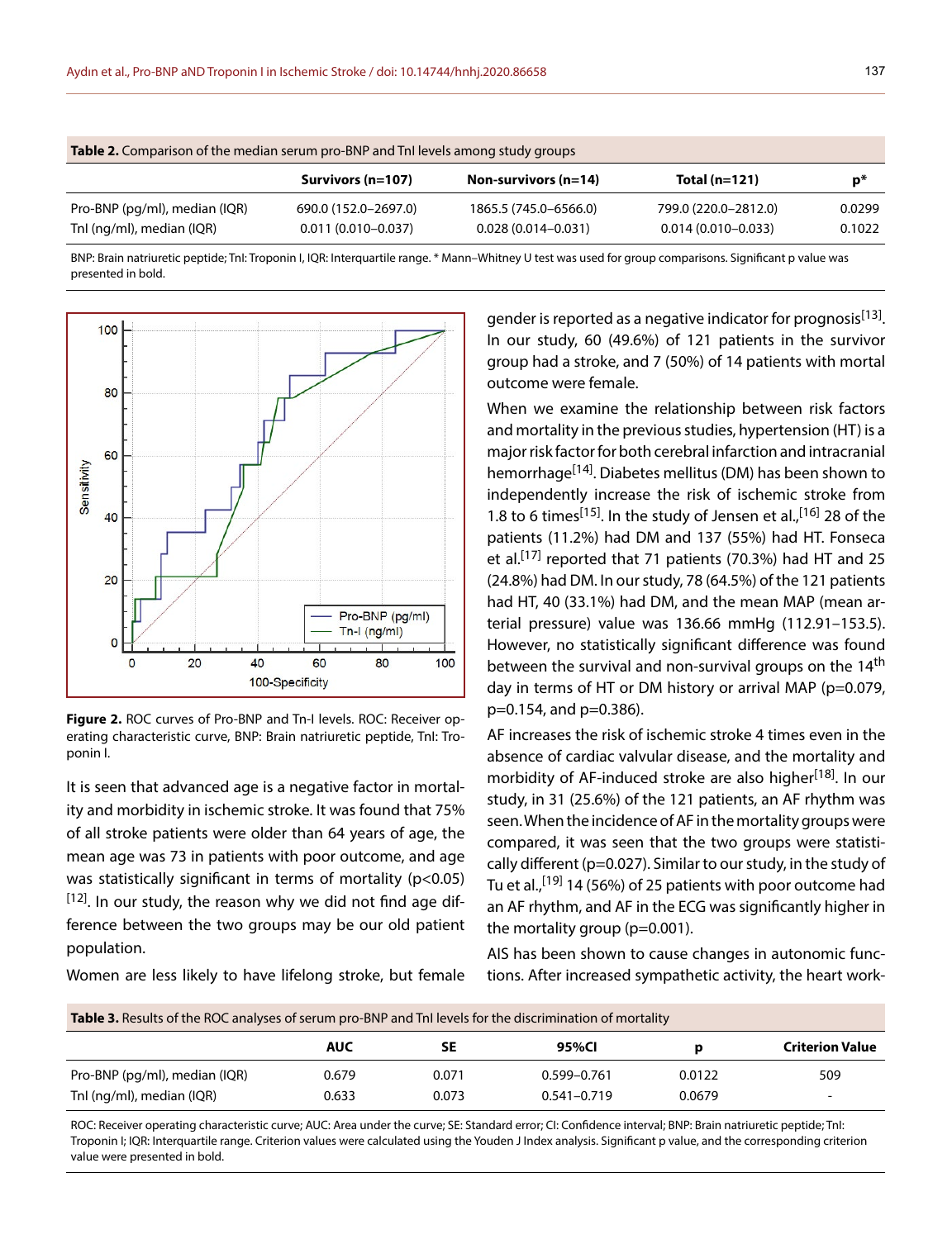**Table 2.** Comparison of the median serum pro-BNP and TnI levels among study groups

| | Survivors (n=107) | Non-survivors (n=14) | Total (n=121) | p* |
|---|---|---|---|---|
| Pro-BNP (pg/ml), median (IQR) | 690.0 (152.0–2697.0) | 1865.5 (745.0–6566.0) | 799.0 (220.0–2812.0) | **0.0299** |
| TnI (ng/ml), median (IQR) | 0.011 (0.010–0.037) | 0.028 (0.014–0.031) | 0.014 (0.010–0.033) | 0.1022 |

BNP: Brain natriuretic peptide; TnI: Troponin I, IQR: Interquartile range. * Mann–Whitney U test was used for group comparisons. Significant p value was presented in bold.

**Figure 2.** ROC curves of Pro-BNP and Tn-I levels. ROC: Receiver operating characteristic curve, BNP: Brain natriuretic peptide, TnI: Troponin I.

It is seen that advanced age is a negative factor in mortality and morbidity in ischemic stroke. It was found that 75% of all stroke patients were older than 64 years of age, the mean age was 73 in patients with poor outcome, and age was statistically significant in terms of mortality ($p<0.05$)[12]. In our study, the reason why we did not find age difference between the two groups may be our old patient population.

Women are less likely to have lifelong stroke, but female gender is reported as a negative indicator for prognosis[13]. In our study, 60 (49.6%) of 121 patients in the survivor group had a stroke, and 7 (50%) of 14 patients with mortal outcome were female.

When we examine the relationship between risk factors and mortality in the previous studies, hypertension (HT) is a major risk factor for both cerebral infarction and intracranial hemorrhage[14]. Diabetes mellitus (DM) has been shown to independently increase the risk of ischemic stroke from 1.8 to 6 times[15]. In the study of Jensen et al.,[16] 28 of the patients (11.2%) had DM and 137 (55%) had HT. Fonseca et al.[17] reported that 71 patients (70.3%) had HT and 25 (24.8%) had DM. In our study, 78 (64.5%) of the 121 patients had HT, 40 (33.1%) had DM, and the mean MAP (mean arterial pressure) value was 136.66 mmHg (112.91–153.5). However, no statistically significant difference was found between the survival and non-survival groups on the 14th day in terms of HT or DM history or arrival MAP (p=0.079, p=0.154, and p=0.386).

AF increases the risk of ischemic stroke 4 times even in the absence of cardiac valvular disease, and the mortality and morbidity of AF-induced stroke are also higher[18]. In our study, in 31 (25.6%) of the 121 patients, an AF rhythm was seen. When the incidence of AF in the mortality groups were compared, it was seen that the two groups were statistically different (p=0.027). Similar to our study, in the study of Tu et al.,[19] 14 (56%) of 25 patients with poor outcome had an AF rhythm, and AF in the ECG was significantly higher in the mortality group (p=0.001).

AIS has been shown to cause changes in autonomic functions. After increased sympathetic activity, the heart work-

**Table 3.** Results of the ROC analyses of serum pro-BNP and TnI levels for the discrimination of mortality

| | AUC | SE | 95%CI | p | Criterion Value |
|---|---|---|---|---|---|
| Pro-BNP (pg/ml), median (IQR) | 0.679 | 0.071 | 0.599–0.761 | **0.0122** | **509** |
| TnI (ng/ml), median (IQR) | 0.633 | 0.073 | 0.541–0.719 | 0.0679 | - |

ROC: Receiver operating characteristic curve; AUC: Area under the curve; SE: Standard error; CI: Confidence interval; BNP: Brain natriuretic peptide; TnI: Troponin I; IQR: Interquartile range. Criterion values were calculated using the Youden J Index analysis. Significant p value, and the corresponding criterion value were presented in bold.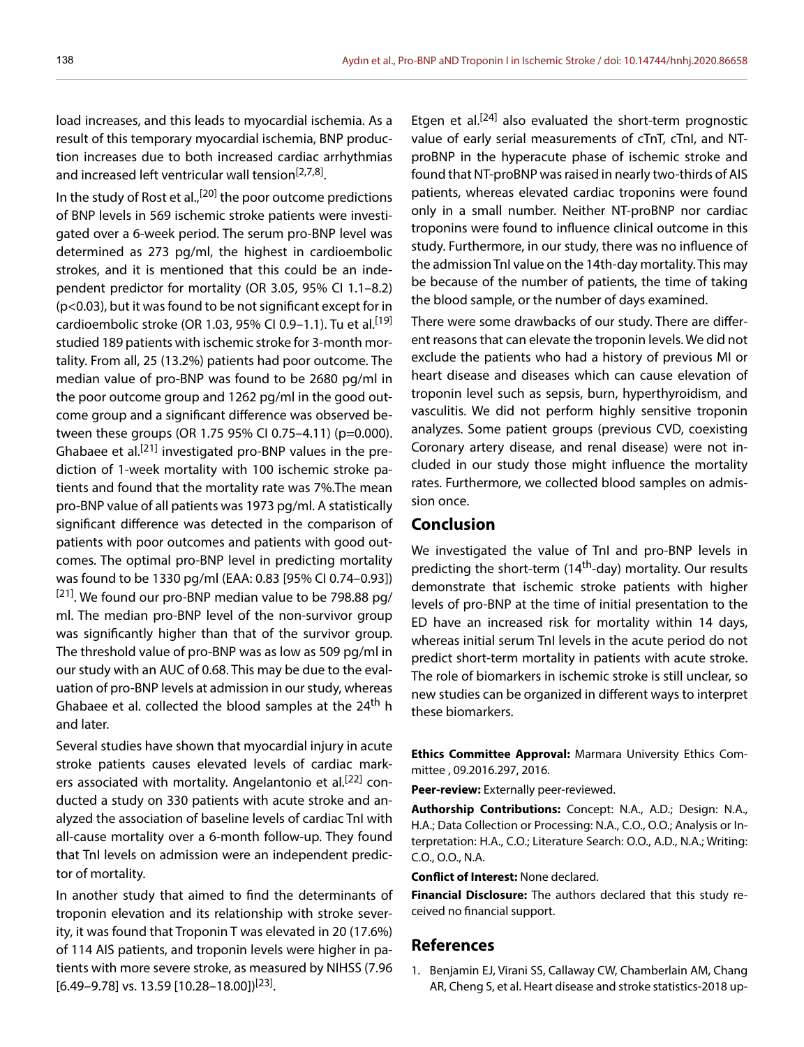load increases, and this leads to myocardial ischemia. As a result of this temporary myocardial ischemia, BNP production increases due to both increased cardiac arrhythmias and increased left ventricular wall tension[2,7,8].

In the study of Rost et al.,[20] the poor outcome predictions of BNP levels in 569 ischemic stroke patients were investigated over a 6-week period. The serum pro-BNP level was determined as 273 pg/ml, the highest in cardioembolic strokes, and it is mentioned that this could be an independent predictor for mortality (OR 3.05, 95% CI 1.1–8.2) ($p<0.03$), but it was found to be not significant except for in cardioembolic stroke (OR 1.03, 95% CI 0.9–1.1). Tu et al.[19] studied 189 patients with ischemic stroke for 3-month mortality. From all, 25 (13.2%) patients had poor outcome. The median value of pro-BNP was found to be 2680 pg/ml in the poor outcome group and 1262 pg/ml in the good outcome group and a significant difference was observed between these groups (OR 1.75 95% CI 0.75–4.11) ($p=0.000$). Ghabaee et al.[21] investigated pro-BNP values in the prediction of 1-week mortality with 100 ischemic stroke patients and found that the mortality rate was 7%.The mean pro-BNP value of all patients was 1973 pg/ml. A statistically significant difference was detected in the comparison of patients with poor outcomes and patients with good outcomes. The optimal pro-BNP level in predicting mortality was found to be 1330 pg/ml (EAA: 0.83 [95% CI 0.74–0.93]) [21]. We found our pro-BNP median value to be 798.88 pg/ml. The median pro-BNP level of the non-survivor group was significantly higher than that of the survivor group. The threshold value of pro-BNP was as low as 509 pg/ml in our study with an AUC of 0.68. This may be due to the evaluation of pro-BNP levels at admission in our study, whereas Ghabaee et al. collected the blood samples at the 24th h and later.

Several studies have shown that myocardial injury in acute stroke patients causes elevated levels of cardiac markers associated with mortality. Angelantonio et al.[22] conducted a study on 330 patients with acute stroke and analyzed the association of baseline levels of cardiac TnI with all-cause mortality over a 6-month follow-up. They found that TnI levels on admission were an independent predictor of mortality.

In another study that aimed to find the determinants of troponin elevation and its relationship with stroke severity, it was found that Troponin T was elevated in 20 (17.6%) of 114 AIS patients, and troponin levels were higher in patients with more severe stroke, as measured by NIHSS (7.96 [6.49–9.78] vs. 13.59 [10.28–18.00])[23].

Etgen et al.[24] also evaluated the short-term prognostic value of early serial measurements of cTnT, cTnI, and NT-proBNP in the hyperacute phase of ischemic stroke and found that NT-proBNP was raised in nearly two-thirds of AIS patients, whereas elevated cardiac troponins were found only in a small number. Neither NT-proBNP nor cardiac troponins were found to influence clinical outcome in this study. Furthermore, in our study, there was no influence of the admission TnI value on the 14th-day mortality. This may be because of the number of patients, the time of taking the blood sample, or the number of days examined.

There were some drawbacks of our study. There are different reasons that can elevate the troponin levels. We did not exclude the patients who had a history of previous MI or heart disease and diseases which can cause elevation of troponin level such as sepsis, burn, hyperthyroidism, and vasculitis. We did not perform highly sensitive troponin analyzes. Some patient groups (previous CVD, coexisting Coronary artery disease, and renal disease) were not included in our study those might influence the mortality rates. Furthermore, we collected blood samples on admission once.

## Conclusion

We investigated the value of TnI and pro-BNP levels in predicting the short-term (14th-day) mortality. Our results demonstrate that ischemic stroke patients with higher levels of pro-BNP at the time of initial presentation to the ED have an increased risk for mortality within 14 days, whereas initial serum TnI levels in the acute period do not predict short-term mortality in patients with acute stroke. The role of biomarkers in ischemic stroke is still unclear, so new studies can be organized in different ways to interpret these biomarkers.

**Ethics Committee Approval:** Marmara University Ethics Committee , 09.2016.297, 2016.

**Peer-review:** Externally peer-reviewed.

**Authorship Contributions:** Concept: N.A., A.D.; Design: N.A., H.A.; Data Collection or Processing: N.A., C.O., O.O.; Analysis or Interpretation: H.A., C.O.; Literature Search: O.O., A.D., N.A.; Writing: C.O., O.O., N.A.

**Conflict of Interest:** None declared.

**Financial Disclosure:** The authors declared that this study received no financial support.

## References

1. Benjamin EJ, Virani SS, Callaway CW, Chamberlain AM, Chang AR, Cheng S, et al. Heart disease and stroke statistics-2018 up-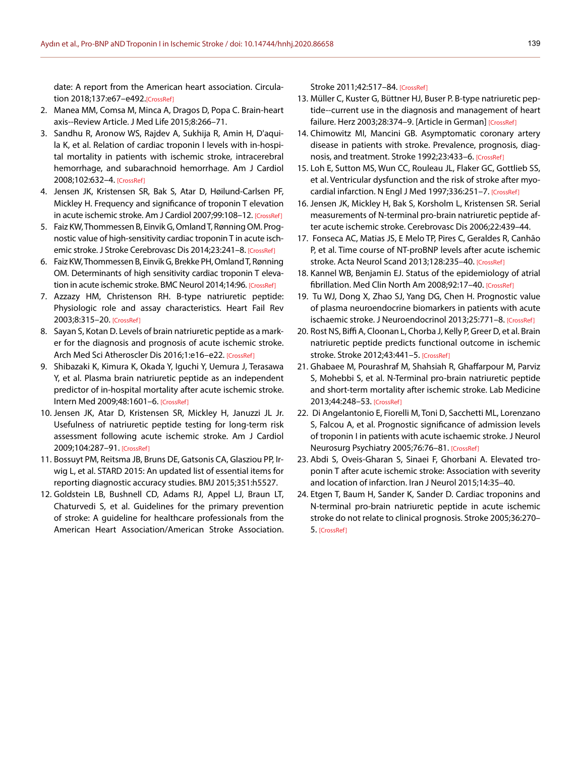date: A report from the American heart association. Circulation 2018;137:e67–e492.[CrossRef]

2. Manea MM, Comsa M, Minca A, Dragos D, Popa C. Brain-heart axis--Review Article. J Med Life 2015;8:266–71.
3. Sandhu R, Aronow WS, Rajdev A, Sukhija R, Amin H, D'aquila K, et al. Relation of cardiac troponin I levels with in-hospital mortality in patients with ischemic stroke, intracerebral hemorrhage, and subarachnoid hemorrhage. Am J Cardiol 2008;102:632–4. [CrossRef]
4. Jensen JK, Kristensen SR, Bak S, Atar D, Høilund-Carlsen PF, Mickley H. Frequency and significance of troponin T elevation in acute ischemic stroke. Am J Cardiol 2007;99:108–12. [CrossRef]
5. Faiz KW, Thommessen B, Einvik G, Omland T, Rønning OM. Prognostic value of high-sensitivity cardiac troponin T in acute ischemic stroke. J Stroke Cerebrovasc Dis 2014;23:241–8. [CrossRef]
6. Faiz KW, Thommessen B, Einvik G, Brekke PH, Omland T, Rønning OM. Determinants of high sensitivity cardiac troponin T elevation in acute ischemic stroke. BMC Neurol 2014;14:96. [CrossRef]
7. Azzazy HM, Christenson RH. B-type natriuretic peptide: Physiologic role and assay characteristics. Heart Fail Rev 2003;8:315–20. [CrossRef]
8. Sayan S, Kotan D. Levels of brain natriuretic peptide as a marker for the diagnosis and prognosis of acute ischemic stroke. Arch Med Sci Atheroscler Dis 2016;1:e16–e22. [CrossRef]
9. Shibazaki K, Kimura K, Okada Y, Iguchi Y, Uemura J, Terasawa Y, et al. Plasma brain natriuretic peptide as an independent predictor of in-hospital mortality after acute ischemic stroke. Intern Med 2009;48:1601–6. [CrossRef]
10. Jensen JK, Atar D, Kristensen SR, Mickley H, Januzzi JL Jr. Usefulness of natriuretic peptide testing for long-term risk assessment following acute ischemic stroke. Am J Cardiol 2009;104:287–91. [CrossRef]
11. Bossuyt PM, Reitsma JB, Bruns DE, Gatsonis CA, Glasziou PP, Irwig L, et al. STARD 2015: An updated list of essential items for reporting diagnostic accuracy studies. BMJ 2015;351:h5527.
12. Goldstein LB, Bushnell CD, Adams RJ, Appel LJ, Braun LT, Chaturvedi S, et al. Guidelines for the primary prevention of stroke: A guideline for healthcare professionals from the American Heart Association/American Stroke Association. Stroke 2011;42:517–84. [CrossRef]
13. Müller C, Kuster G, Büttner HJ, Buser P. B-type natriuretic peptide--current use in the diagnosis and management of heart failure. Herz 2003;28:374–9. [Article in German] [CrossRef]
14. Chimowitz MI, Mancini GB. Asymptomatic coronary artery disease in patients with stroke. Prevalence, prognosis, diagnosis, and treatment. Stroke 1992;23:433–6. [CrossRef]
15. Loh E, Sutton MS, Wun CC, Rouleau JL, Flaker GC, Gottlieb SS, et al. Ventricular dysfunction and the risk of stroke after myocardial infarction. N Engl J Med 1997;336:251–7. [CrossRef]
16. Jensen JK, Mickley H, Bak S, Korsholm L, Kristensen SR. Serial measurements of N-terminal pro-brain natriuretic peptide after acute ischemic stroke. Cerebrovasc Dis 2006;22:439–44.
17. Fonseca AC, Matias JS, E Melo TP, Pires C, Geraldes R, Canhão P, et al. Time course of NT-proBNP levels after acute ischemic stroke. Acta Neurol Scand 2013;128:235–40. [CrossRef]
18. Kannel WB, Benjamin EJ. Status of the epidemiology of atrial fibrillation. Med Clin North Am 2008;92:17–40. [CrossRef]
19. Tu WJ, Dong X, Zhao SJ, Yang DG, Chen H. Prognostic value of plasma neuroendocrine biomarkers in patients with acute ischaemic stroke. J Neuroendocrinol 2013;25:771–8. [CrossRef]
20. Rost NS, Biffi A, Cloonan L, Chorba J, Kelly P, Greer D, et al. Brain natriuretic peptide predicts functional outcome in ischemic stroke. Stroke 2012;43:441–5. [CrossRef]
21. Ghabaee M, Pourashraf M, Shahsiah R, Ghaffarpour M, Parviz S, Mohebbi S, et al. N-Terminal pro-brain natriuretic peptide and short-term mortality after ischemic stroke. Lab Medicine 2013;44:248–53. [CrossRef]
22. Di Angelantonio E, Fiorelli M, Toni D, Sacchetti ML, Lorenzano S, Falcou A, et al. Prognostic significance of admission levels of troponin I in patients with acute ischaemic stroke. J Neurol Neurosurg Psychiatry 2005;76:76–81. [CrossRef]
23. Abdi S, Oveis-Gharan S, Sinaei F, Ghorbani A. Elevated troponin T after acute ischemic stroke: Association with severity and location of infarction. Iran J Neurol 2015;14:35–40.
24. Etgen T, Baum H, Sander K, Sander D. Cardiac troponins and N-terminal pro-brain natriuretic peptide in acute ischemic stroke do not relate to clinical prognosis. Stroke 2005;36:270–5. [CrossRef]